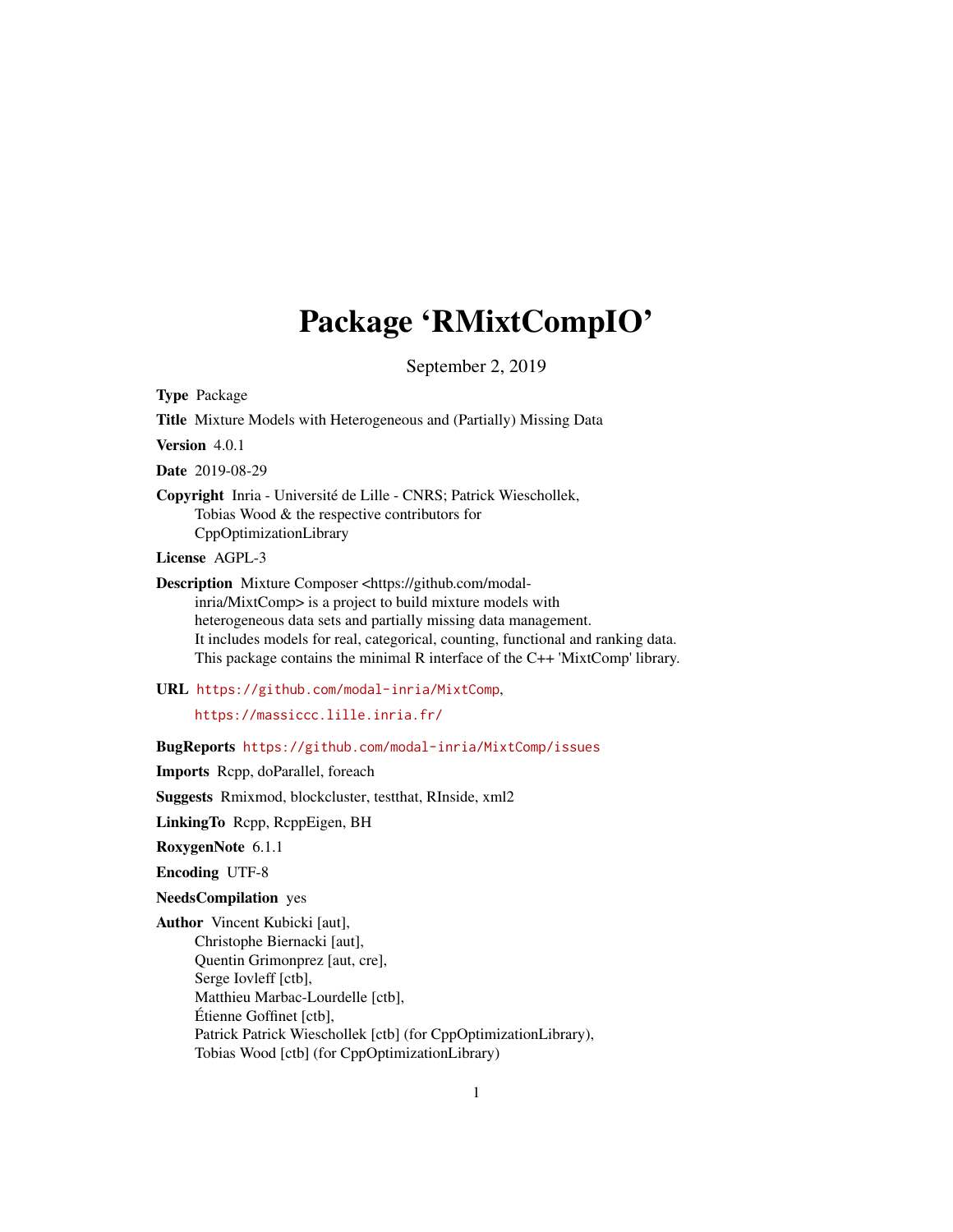# Package 'RMixtCompIO'

September 2, 2019

**Type** Package

**Title** Mixture Models with Heterogeneous and (Partially) Missing Data

**Version** 4.0.1

**Date** 2019-08-29

**Copyright** Inria - Université de Lille - CNRS; Patrick Wieschollek, Tobias Wood & the respective contributors for CppOptimizationLibrary

**License** AGPL-3

**Description** Mixture Composer <https://github.com/modal-inria/MixtComp> is a project to build mixture models with heterogeneous data sets and partially missing data management. It includes models for real, categorical, counting, functional and ranking data. This package contains the minimal R interface of the C++ 'MixtComp' library.

**URL** https://github.com/modal-inria/MixtComp,
https://massiccc.lille.inria.fr/

**BugReports** https://github.com/modal-inria/MixtComp/issues

**Imports** Rcpp, doParallel, foreach

**Suggests** Rmixmod, blockcluster, testthat, RInside, xml2

**LinkingTo** Rcpp, RcppEigen, BH

**RoxygenNote** 6.1.1

**Encoding** UTF-8

**NeedsCompilation** yes

**Author** Vincent Kubicki [aut],
Christophe Biernacki [aut],
Quentin Grimonprez [aut, cre],
Serge Iovleff [ctb],
Matthieu Marbac-Lourdelle [ctb],
Étienne Goffinet [ctb],
Patrick Patrick Wieschollek [ctb] (for CppOptimizationLibrary),
Tobias Wood [ctb] (for CppOptimizationLibrary)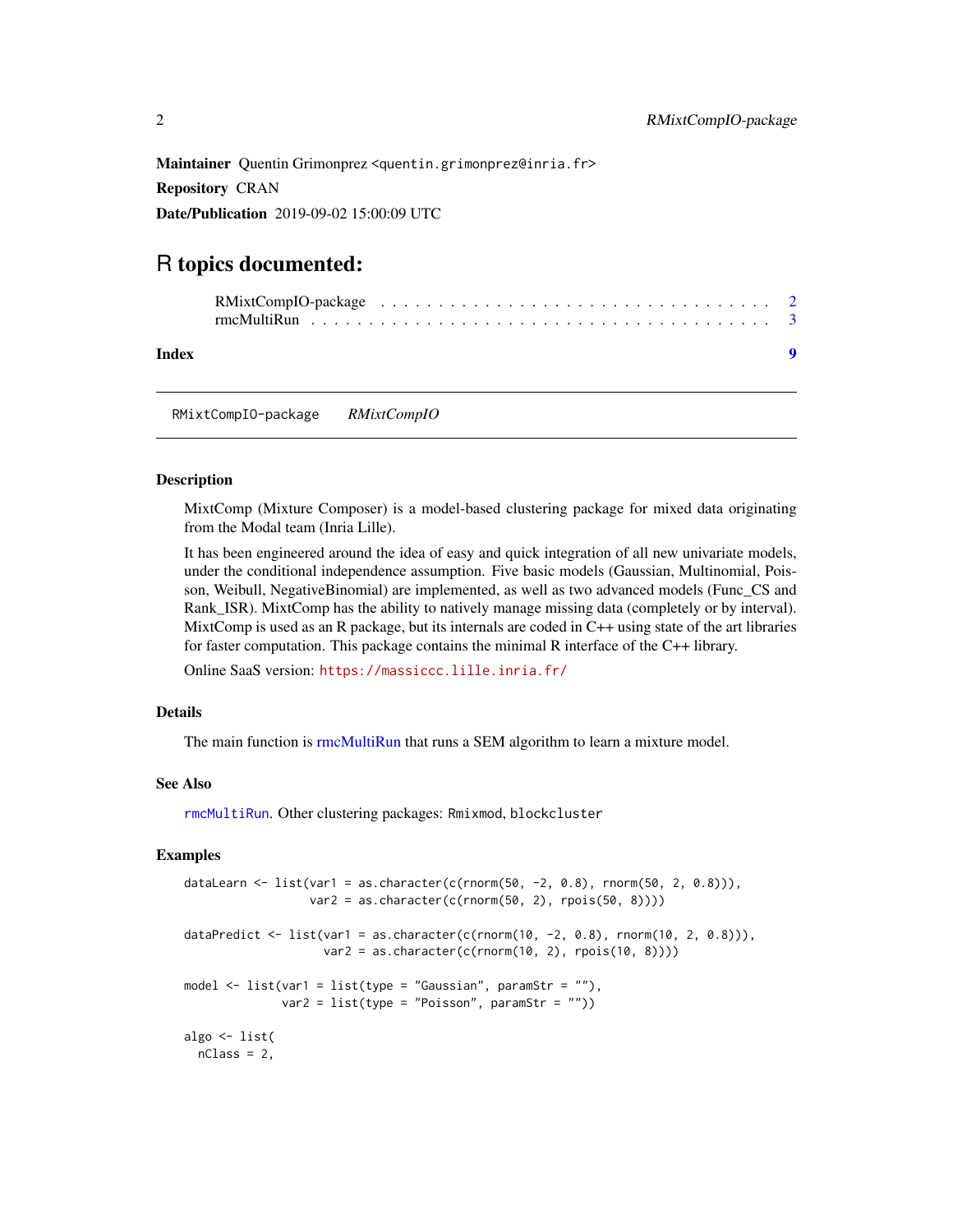**Maintainer** Quentin Grimonprez <quentin.grimonprez@inria.fr>

**Repository** CRAN

**Date/Publication** 2019-09-02 15:00:09 UTC

# R topics documented:

RMixtCompIO-package . . . . . . . . . . . . . . . . . . . . . . . . . . . . . . . . 2
rmcMultiRun . . . . . . . . . . . . . . . . . . . . . . . . . . . . . . . . . . . . . . 3

**Index** 9

---

RMixtCompIO-package *RMixtCompIO*

---

### Description

MixtComp (Mixture Composer) is a model-based clustering package for mixed data originating from the Modal team (Inria Lille).

It has been engineered around the idea of easy and quick integration of all new univariate models, under the conditional independence assumption. Five basic models (Gaussian, Multinomial, Poisson, Weibull, NegativeBinomial) are implemented, as well as two advanced models (Func_CS and Rank_ISR). MixtComp has the ability to natively manage missing data (completely or by interval). MixtComp is used as an R package, but its internals are coded in C++ using state of the art libraries for faster computation. This package contains the minimal R interface of the C++ library.

Online SaaS version: https://massiccc.lille.inria.fr/

### Details

The main function is rmcMultiRun that runs a SEM algorithm to learn a mixture model.

### See Also

rmcMultiRun. Other clustering packages: Rmixmod, blockcluster

### Examples

```
dataLearn <- list(var1 = as.character(c(rnorm(50, -2, 0.8), rnorm(50, 2, 0.8))),
                  var2 = as.character(c(rnorm(50, 2), rpois(50, 8))))

dataPredict <- list(var1 = as.character(c(rnorm(10, -2, 0.8), rnorm(10, 2, 0.8))),
                    var2 = as.character(c(rnorm(10, 2), rpois(10, 8))))

model <- list(var1 = list(type = "Gaussian", paramStr = ""),
              var2 = list(type = "Poisson", paramStr = ""))

algo <- list(
  nClass = 2,
```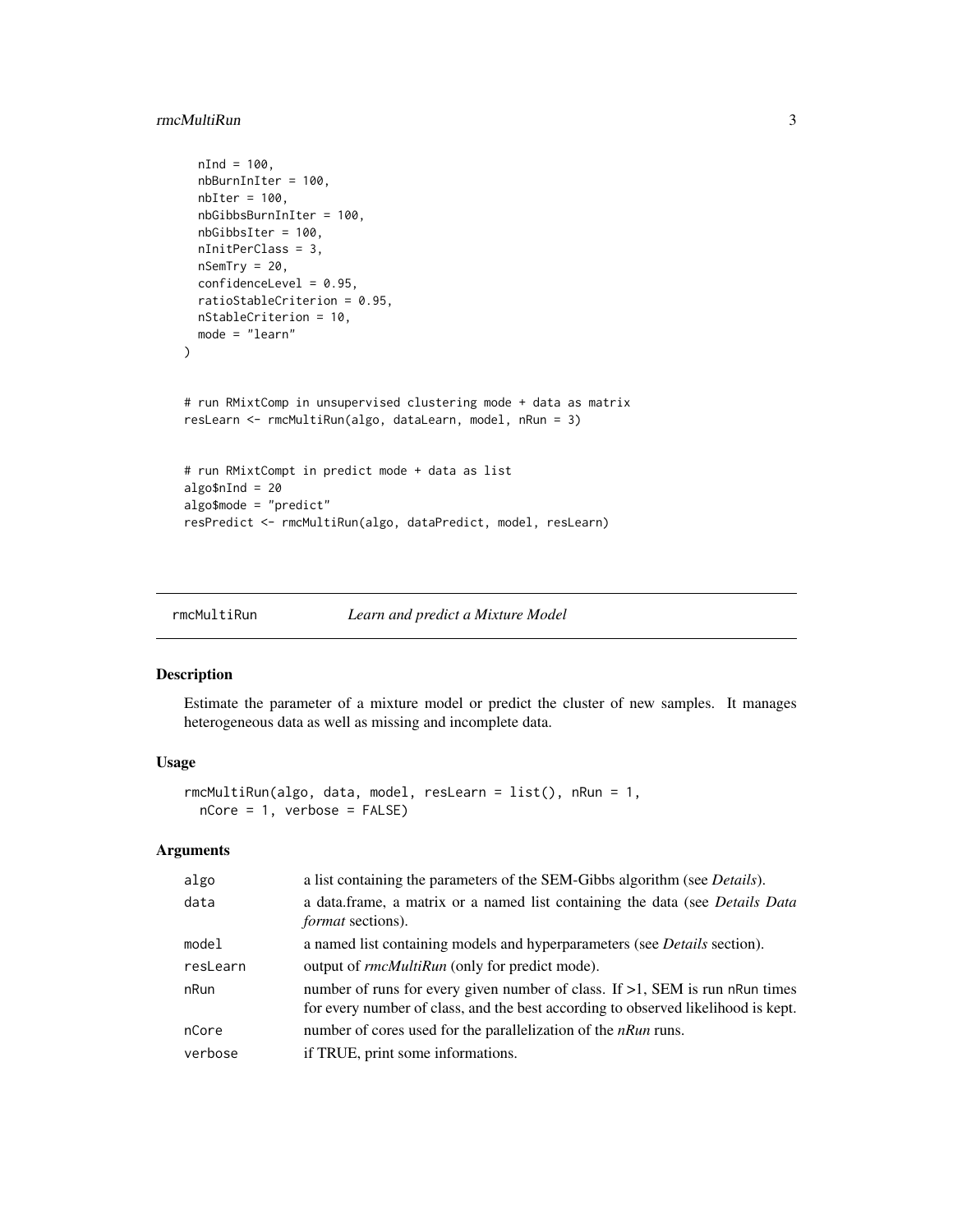```
  nInd = 100,
  nbBurnInIter = 100,
  nbIter = 100,
  nbGibbsBurnInIter = 100,
  nbGibbsIter = 100,
  nInitPerClass = 3,
  nSemTry = 20,
  confidenceLevel = 0.95,
  ratioStableCriterion = 0.95,
  nStableCriterion = 10,
  mode = "learn"
)


# run RMixtComp in unsupervised clustering mode + data as matrix
resLearn <- rmcMultiRun(algo, dataLearn, model, nRun = 3)


# run RMixtCompt in predict mode + data as list
algo$nInd = 20
algo$mode = "predict"
resPredict <- rmcMultiRun(algo, dataPredict, model, resLearn)
```

## rmcMultiRun — *Learn and predict a Mixture Model*

### Description

Estimate the parameter of a mixture model or predict the cluster of new samples. It manages heterogeneous data as well as missing and incomplete data.

### Usage

```
rmcMultiRun(algo, data, model, resLearn = list(), nRun = 1,
  nCore = 1, verbose = FALSE)
```

### Arguments

| | |
|---|---|
| algo | a list containing the parameters of the SEM-Gibbs algorithm (see *Details*). |
| data | a data.frame, a matrix or a named list containing the data (see *Details Data format* sections). |
| model | a named list containing models and hyperparameters (see *Details* section). |
| resLearn | output of *rmcMultiRun* (only for predict mode). |
| nRun | number of runs for every given number of class. If >1, SEM is run nRun times for every number of class, and the best according to observed likelihood is kept. |
| nCore | number of cores used for the parallelization of the *nRun* runs. |
| verbose | if TRUE, print some informations. |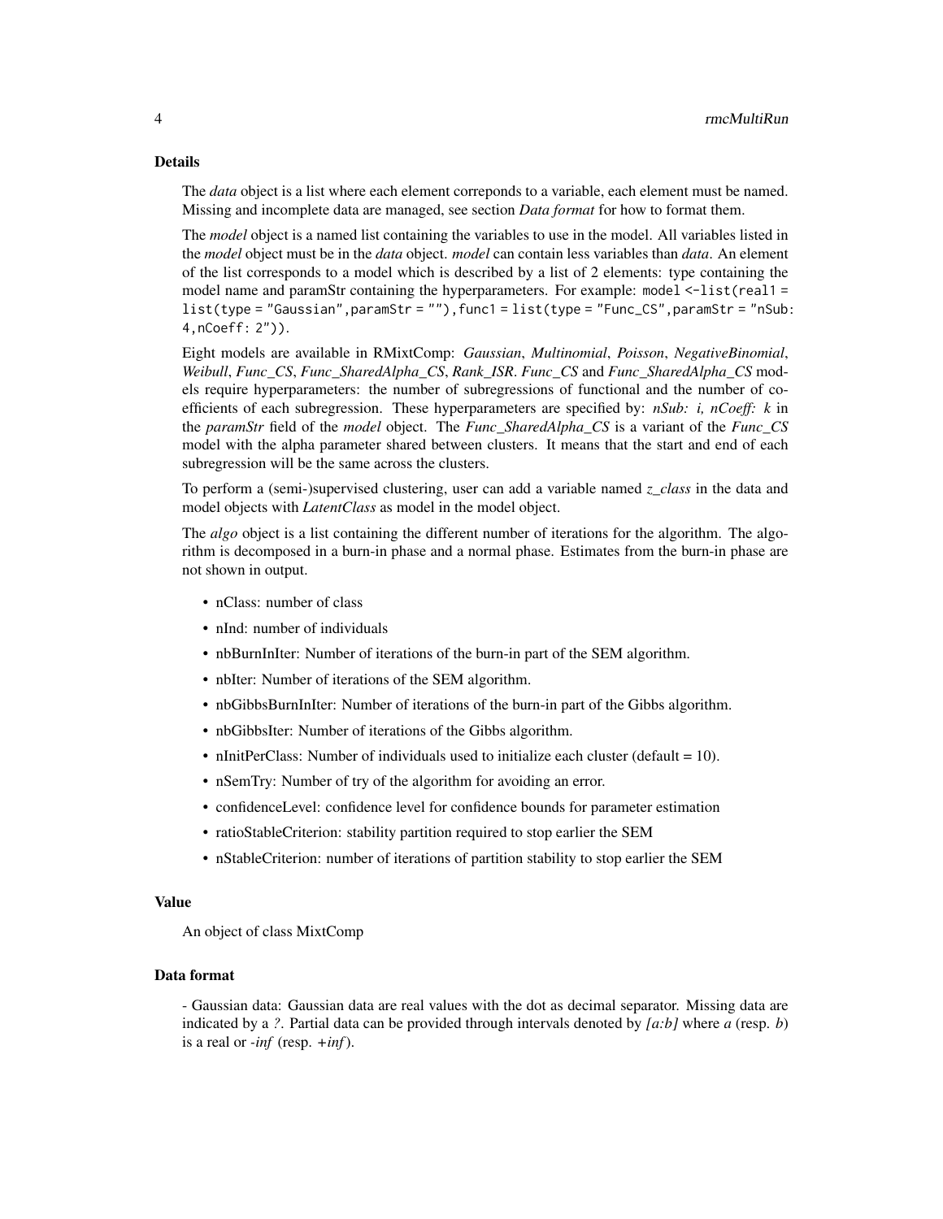## Details

The *data* object is a list where each element correponds to a variable, each element must be named. Missing and incomplete data are managed, see section *Data format* for how to format them.

The *model* object is a named list containing the variables to use in the model. All variables listed in the *model* object must be in the *data* object. *model* can contain less variables than *data*. An element of the list corresponds to a model which is described by a list of 2 elements: type containing the model name and paramStr containing the hyperparameters. For example: `model <-list(real1 = list(type = "Gaussian",paramStr = ""),func1 = list(type = "Func_CS",paramStr = "nSub: 4,nCoeff: 2"))`.

Eight models are available in RMixtComp: *Gaussian*, *Multinomial*, *Poisson*, *NegativeBinomial*, *Weibull*, *Func_CS*, *Func_SharedAlpha_CS*, *Rank_ISR*. *Func_CS* and *Func_SharedAlpha_CS* models require hyperparameters: the number of subregressions of functional and the number of coefficients of each subregression. These hyperparameters are specified by: *nSub: i, nCoeff: k* in the *paramStr* field of the *model* object. The *Func_SharedAlpha_CS* is a variant of the *Func_CS* model with the alpha parameter shared between clusters. It means that the start and end of each subregression will be the same across the clusters.

To perform a (semi-)supervised clustering, user can add a variable named *z_class* in the data and model objects with *LatentClass* as model in the model object.

The *algo* object is a list containing the different number of iterations for the algorithm. The algorithm is decomposed in a burn-in phase and a normal phase. Estimates from the burn-in phase are not shown in output.

- nClass: number of class
- nInd: number of individuals
- nbBurnInIter: Number of iterations of the burn-in part of the SEM algorithm.
- nbIter: Number of iterations of the SEM algorithm.
- nbGibbsBurnInIter: Number of iterations of the burn-in part of the Gibbs algorithm.
- nbGibbsIter: Number of iterations of the Gibbs algorithm.
- nInitPerClass: Number of individuals used to initialize each cluster (default = 10).
- nSemTry: Number of try of the algorithm for avoiding an error.
- confidenceLevel: confidence level for confidence bounds for parameter estimation
- ratioStableCriterion: stability partition required to stop earlier the SEM
- nStableCriterion: number of iterations of partition stability to stop earlier the SEM

## Value

An object of class MixtComp

## Data format

- Gaussian data: Gaussian data are real values with the dot as decimal separator. Missing data are indicated by a *?*. Partial data can be provided through intervals denoted by *[a:b]* where *a* (resp. *b*) is a real or *-inf* (resp. *+inf*).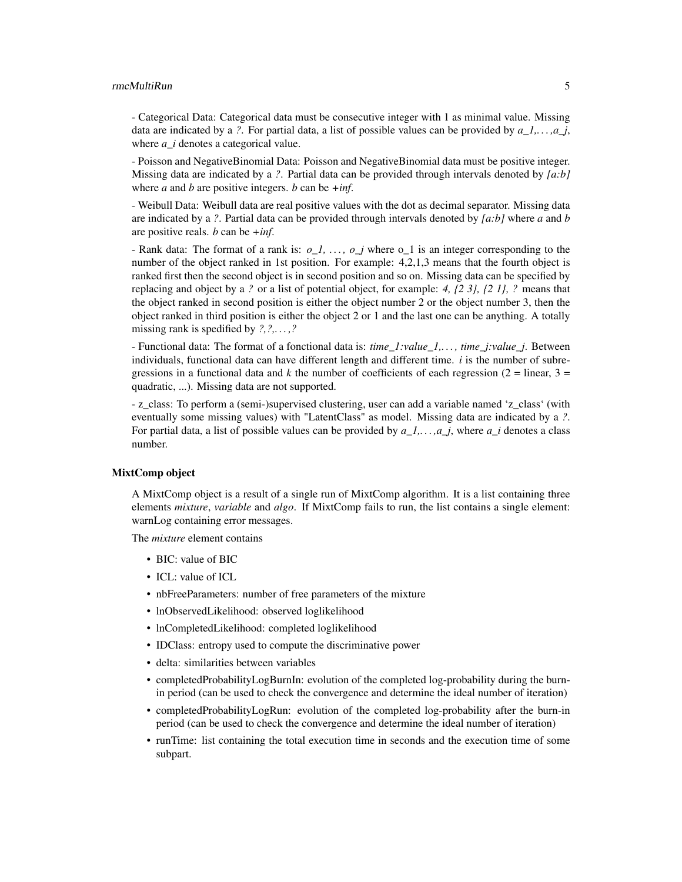- Categorical Data: Categorical data must be consecutive integer with 1 as minimal value. Missing data are indicated by a *?*. For partial data, a list of possible values can be provided by *a_1,...,a_j*, where *a_i* denotes a categorical value.

- Poisson and NegativeBinomial Data: Poisson and NegativeBinomial data must be positive integer. Missing data are indicated by a *?*. Partial data can be provided through intervals denoted by *[a:b]* where *a* and *b* are positive integers. *b* can be *+inf*.

- Weibull Data: Weibull data are real positive values with the dot as decimal separator. Missing data are indicated by a *?*. Partial data can be provided through intervals denoted by *[a:b]* where *a* and *b* are positive reals. *b* can be *+inf*.

- Rank data: The format of a rank is: *o_1, ..., o_j* where o_1 is an integer corresponding to the number of the object ranked in 1st position. For example: 4,2,1,3 means that the fourth object is ranked first then the second object is in second position and so on. Missing data can be specified by replacing and object by a *?* or a list of potential object, for example: *4, {2 3}, {2 1}, ?* means that the object ranked in second position is either the object number 2 or the object number 3, then the object ranked in third position is either the object 2 or 1 and the last one can be anything. A totally missing rank is spedified by *?,?,...,?*

- Functional data: The format of a fonctional data is: *time_1:value_1,..., time_j:value_j*. Between individuals, functional data can have different length and different time. *i* is the number of subregressions in a functional data and *k* the number of coefficients of each regression (2 = linear, 3 = quadratic, ...). Missing data are not supported.

- z_class: To perform a (semi-)supervised clustering, user can add a variable named 'z_class' (with eventually some missing values) with "LatentClass" as model. Missing data are indicated by a *?*. For partial data, a list of possible values can be provided by *a_1,...,a_j*, where *a_i* denotes a class number.

### MixtComp object

A MixtComp object is a result of a single run of MixtComp algorithm. It is a list containing three elements *mixture*, *variable* and *algo*. If MixtComp fails to run, the list contains a single element: warnLog containing error messages.

The *mixture* element contains

- BIC: value of BIC
- ICL: value of ICL
- nbFreeParameters: number of free parameters of the mixture
- lnObservedLikelihood: observed loglikelihood
- lnCompletedLikelihood: completed loglikelihood
- IDClass: entropy used to compute the discriminative power
- delta: similarities between variables
- completedProbabilityLogBurnIn: evolution of the completed log-probability during the burn-in period (can be used to check the convergence and determine the ideal number of iteration)
- completedProbabilityLogRun: evolution of the completed log-probability after the burn-in period (can be used to check the convergence and determine the ideal number of iteration)
- runTime: list containing the total execution time in seconds and the execution time of some subpart.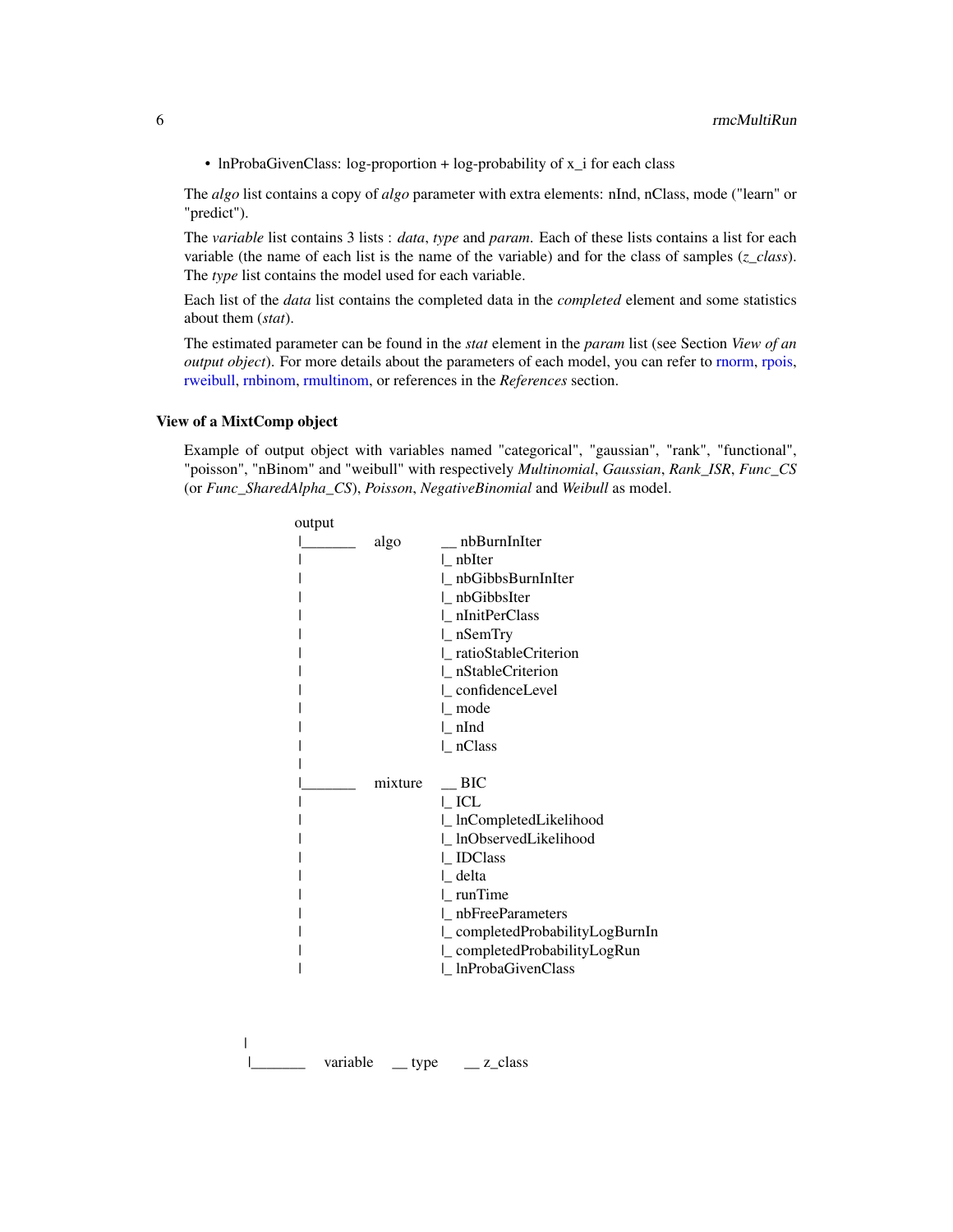- lnProbaGivenClass: log-proportion + log-probability of x_i for each class

The *algo* list contains a copy of *algo* parameter with extra elements: nInd, nClass, mode ("learn" or "predict").

The *variable* list contains 3 lists : *data*, *type* and *param*. Each of these lists contains a list for each variable (the name of each list is the name of the variable) and for the class of samples (*z_class*). The *type* list contains the model used for each variable.

Each list of the *data* list contains the completed data in the *completed* element and some statistics about them (*stat*).

The estimated parameter can be found in the *stat* element in the *param* list (see Section *View of an output object*). For more details about the parameters of each model, you can refer to rnorm, rpois, rweibull, rnbinom, rmultinom, or references in the *References* section.

### View of a MixtComp object

Example of output object with variables named "categorical", "gaussian", "rank", "functional", "poisson", "nBinom" and "weibull" with respectively *Multinomial*, *Gaussian*, *Rank_ISR*, *Func_CS* (or *Func_SharedAlpha_CS*), *Poisson*, *NegativeBinomial* and *Weibull* as model.

```
output
 |_______    algo       __ nbBurnInIter
 |                      |_ nbIter
 |                      |_ nbGibbsBurnInIter
 |                      |_ nbGibbsIter
 |                      |_ nInitPerClass
 |                      |_ nSemTry
 |                      |_ ratioStableCriterion
 |                      |_ nStableCriterion
 |                      |_ confidenceLevel
 |                      |_ mode
 |                      |_ nInd
 |                      |_ nClass
 |
 |_______    mixture    __ BIC
 |                      |_ ICL
 |                      |_ lnCompletedLikelihood
 |                      |_ lnObservedLikelihood
 |                      |_ IDClass
 |                      |_ delta
 |                      |_ runTime
 |                      |_ nbFreeParameters
 |                      |_ completedProbabilityLogBurnIn
 |                      |_ completedProbabilityLogRun
 |                      |_ lnProbaGivenClass


 |
 |_______    variable    __ type     __ z_class
```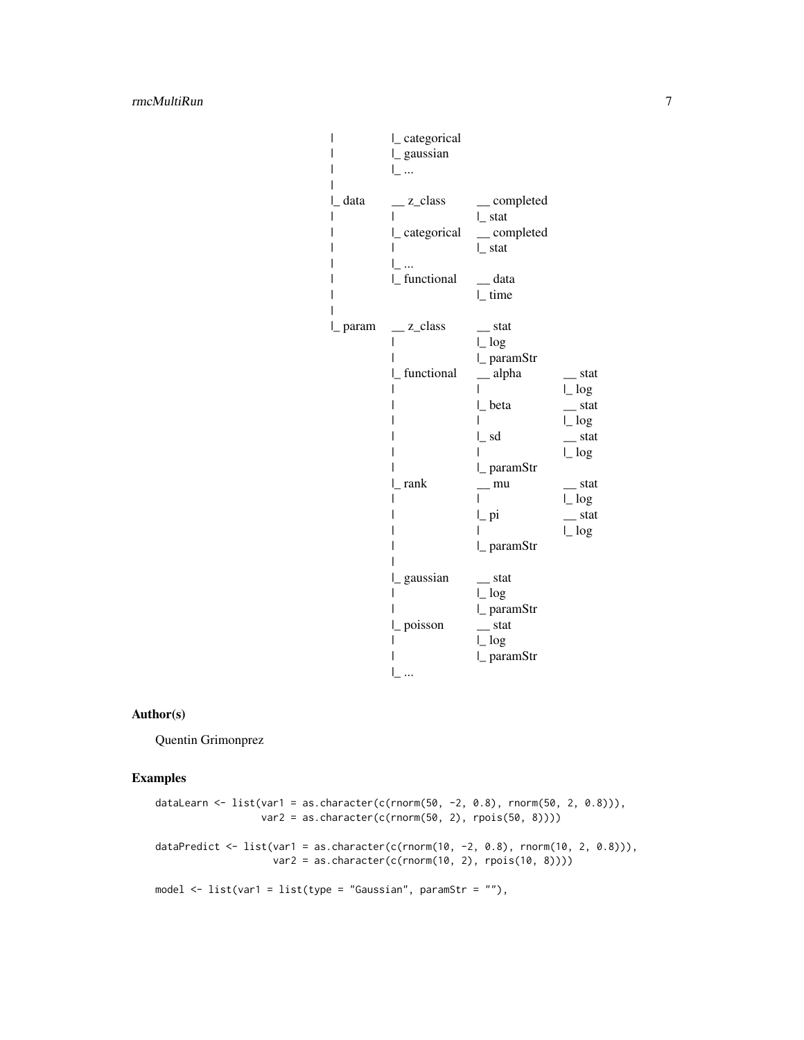```
|             |_ categorical
|             |_ gaussian
|             |_ ...
|
|_ data        __ z_class       __ completed
|             |                 |_ stat
|             |_ categorical    __ completed
|             |                 |_ stat
|             |_ ...
|             |_ functional     __ data
|                               |_ time
|
|_ param       __ z_class       __ stat
              |                 |_ log
              |                 |_ paramStr
              |_ functional     __ alpha         __ stat
              |                 |                |_ log
              |                 |_ beta          __ stat
              |                 |                |_ log
              |                 |_ sd            __ stat
              |                 |                |_ log
              |                 |_ paramStr
              |_ rank           __ mu            __ stat
              |                 |                |_ log
              |                 |_ pi            __ stat
              |                 |                |_ log
              |                 |_ paramStr
              |
              |_ gaussian       __ stat
              |                 |_ log
              |                 |_ paramStr
              |_ poisson        __ stat
              |                 |_ log
              |                 |_ paramStr
              |_ ...
```

## Author(s)

Quentin Grimonprez

## Examples

```
dataLearn <- list(var1 = as.character(c(rnorm(50, -2, 0.8), rnorm(50, 2, 0.8))),
                  var2 = as.character(c(rnorm(50, 2), rpois(50, 8))))

dataPredict <- list(var1 = as.character(c(rnorm(10, -2, 0.8), rnorm(10, 2, 0.8))),
                    var2 = as.character(c(rnorm(10, 2), rpois(10, 8))))

model <- list(var1 = list(type = "Gaussian", paramStr = ""),
```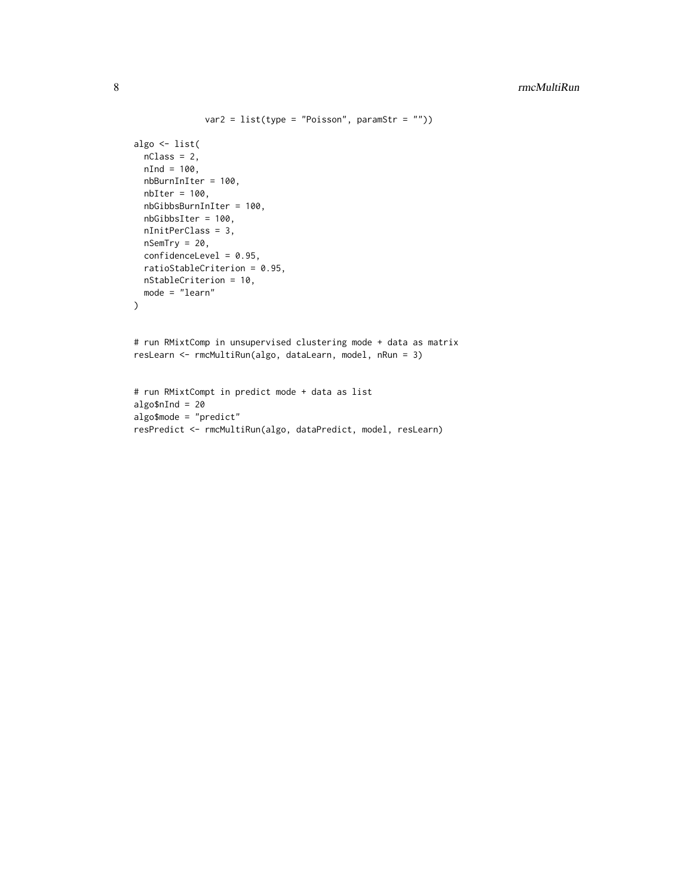```
             var2 = list(type = "Poisson", paramStr = ""))

algo <- list(
  nClass = 2,
  nInd = 100,
  nbBurnInIter = 100,
  nbIter = 100,
  nbGibbsBurnInIter = 100,
  nbGibbsIter = 100,
  nInitPerClass = 3,
  nSemTry = 20,
  confidenceLevel = 0.95,
  ratioStableCriterion = 0.95,
  nStableCriterion = 10,
  mode = "learn"
)


# run RMixtComp in unsupervised clustering mode + data as matrix
resLearn <- rmcMultiRun(algo, dataLearn, model, nRun = 3)


# run RMixtCompt in predict mode + data as list
algo$nInd = 20
algo$mode = "predict"
resPredict <- rmcMultiRun(algo, dataPredict, model, resLearn)
```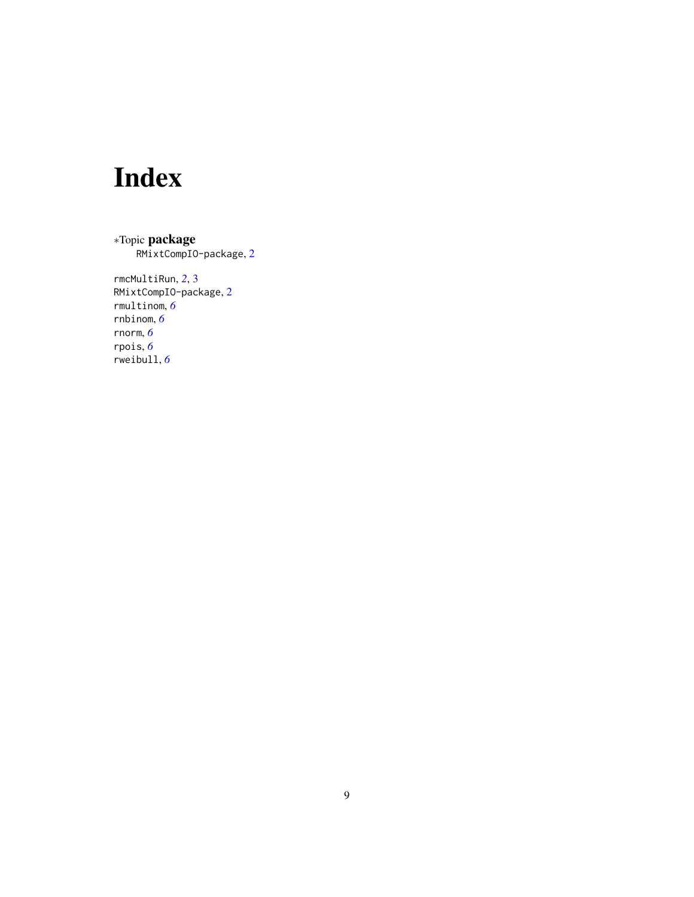# Index

*Topic **package**

RMixtCompIO-package, 2

rmcMultiRun, *2*, 3
RMixtCompIO-package, 2
rmultinom, *6*
rnbinom, *6*
rnorm, *6*
rpois, *6*
rweibull, *6*